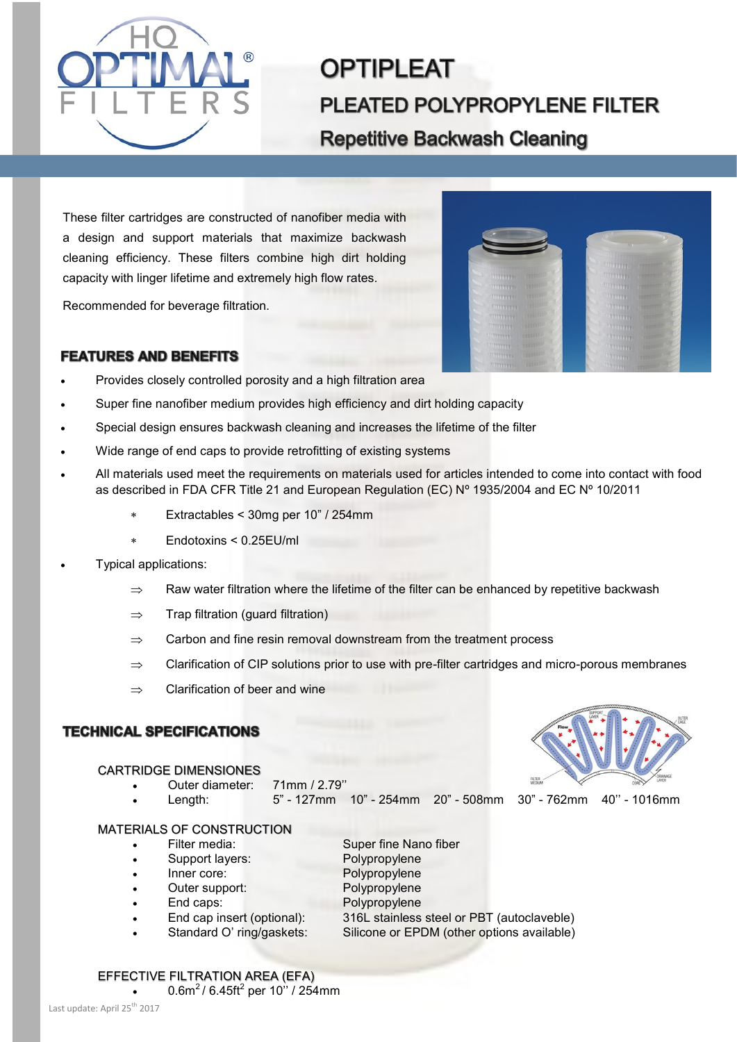# OPTIPLEAT

## PLEATED POLYPROPYLENE FILTER

## Repetitive Backwash Cleaning

These filter cartridges are constructed of nanofiber media with a design and support materials that maximize backwash cleaning efficiency. These filters combine high dirt holding capacity with linger lifetime and extremely high flow rates.

Recommended for beverage filtration.

### FEATURES AND BENEFITS

- Provides closely controlled porosity and a high filtration area
- Super fine nanofiber medium provides high efficiency and dirt holding capacity
- Special design ensures backwash cleaning and increases the lifetime of the filter
- Wide range of end caps to provide retrofitting of existing systems
- All materials used meet the requirements on materials used for articles intended to come into contact with food as described in FDA CFR Title 21 and European Regulation (EC) Nº 1935/2004 and EC Nº 10/2011
    - Extractables < 30mg per 10" / 254mm
    - Endotoxins < 0.25EU/ml
- Typical applications:
    - ⇒ Raw water filtration where the lifetime of the filter can be enhanced by repetitive backwash
    - ⇒ Trap filtration (guard filtration)
    - ⇒ Carbon and fine resin removal downstream from the treatment process
    - ⇒ Clarification of CIP solutions prior to use with pre-filter cartridges and micro-porous membranes
    - ⇒ Clarification of beer and wine

### TECHNICAL SPECIFICATIONS

CARTRIDGE DIMENSIONES

- Outer diameter: 71mm / 2.79''
- Length: 5" - 127mm 10" - 254mm 20" - 508mm 30" - 762mm 40'' - 1016mm

MATERIALS OF CONSTRUCTION

- Filter media: Super fine Nano fiber
- Support layers: Polypropylene
- Inner core: Polypropylene
- Outer support: Polypropylene
- End caps: Polypropylene
- End cap insert (optional): 316L stainless steel or PBT (autoclaveble)
- Standard O' ring/gaskets: Silicone or EPDM (other options available)

EFFECTIVE FILTRATION AREA (EFA)

- $0.6m^2$ / $6.45ft^2$ per 10'' / 254mm

Last update: April 25th 2017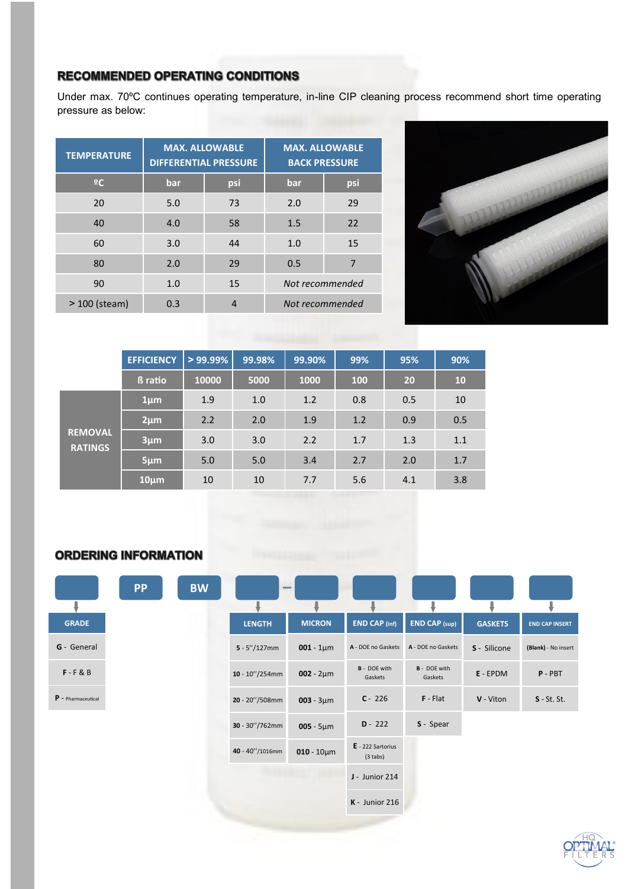## RECOMMENDED OPERATING CONDITIONS

Under max. 70ºC continues operating temperature, in-line CIP cleaning process recommend short time operating pressure as below:

| TEMPERATURE | MAX. ALLOWABLE DIFFERENTIAL PRESSURE | | MAX. ALLOWABLE BACK PRESSURE | |
|---|---|---|---|---|
| ºC | bar | psi | bar | psi |
| 20 | 5.0 | 73 | 2.0 | 29 |
| 40 | 4.0 | 58 | 1.5 | 22 |
| 60 | 3.0 | 44 | 1.0 | 15 |
| 80 | 2.0 | 29 | 0.5 | 7 |
| 90 | 1.0 | 15 | *Not recommended* | |
| > 100 (steam) | 0.3 | 4 | *Not recommended* | |

| | EFFICIENCY | > 99.99% | 99.98% | 99.90% | 99% | 95% | 90% |
|---|---|---|---|---|---|---|---|
| | ß ratio | 10000 | 5000 | 1000 | 100 | 20 | 10 |
| REMOVAL RATINGS | 1µm | 1.9 | 1.0 | 1.2 | 0.8 | 0.5 | 10 |
| | 2µm | 2.2 | 2.0 | 1.9 | 1.2 | 0.9 | 0.5 |
| | 3µm | 3.0 | 3.0 | 2.2 | 1.7 | 1.3 | 1.1 |
| | 5µm | 5.0 | 5.0 | 3.4 | 2.7 | 2.0 | 1.7 |
| | 10µm | 10 | 10 | 7.7 | 5.6 | 4.1 | 3.8 |

## ORDERING INFORMATION

[ ] PP BW [ ] – [ ] [ ] [ ] [ ] [ ]

| GRADE | | | LENGTH | MICRON | END CAP (inf) | END CAP (sup) | GASKETS | END CAP INSERT |
|---|---|---|---|---|---|---|---|---|
| G - General | PP | BW | 5 - 5''/127mm | 001 - 1µm | A - DOE no Gaskets | A - DOE no Gaskets | S - Silicone | (Blank) - No insert |
| F - F & B | | | 10 - 10''/254mm | 002 - 2µm | B - DOE with Gaskets | B - DOE with Gaskets | E - EPDM | P - PBT |
| P - Pharmaceutical | | | 20 - 20''/508mm | 003 - 3µm | C - 226 | F - Flat | V - Viton | S - St. St. |
| | | | 30 - 30''/762mm | 005 - 5µm | D - 222 | S - Spear | | |
| | | | 40 - 40''/1016mm | 010 - 10µm | E - 222 Sartorius (3 tabs) | | | |
| | | | | | J - Junior 214 | | | |
| | | | | | K - Junior 216 | | | |